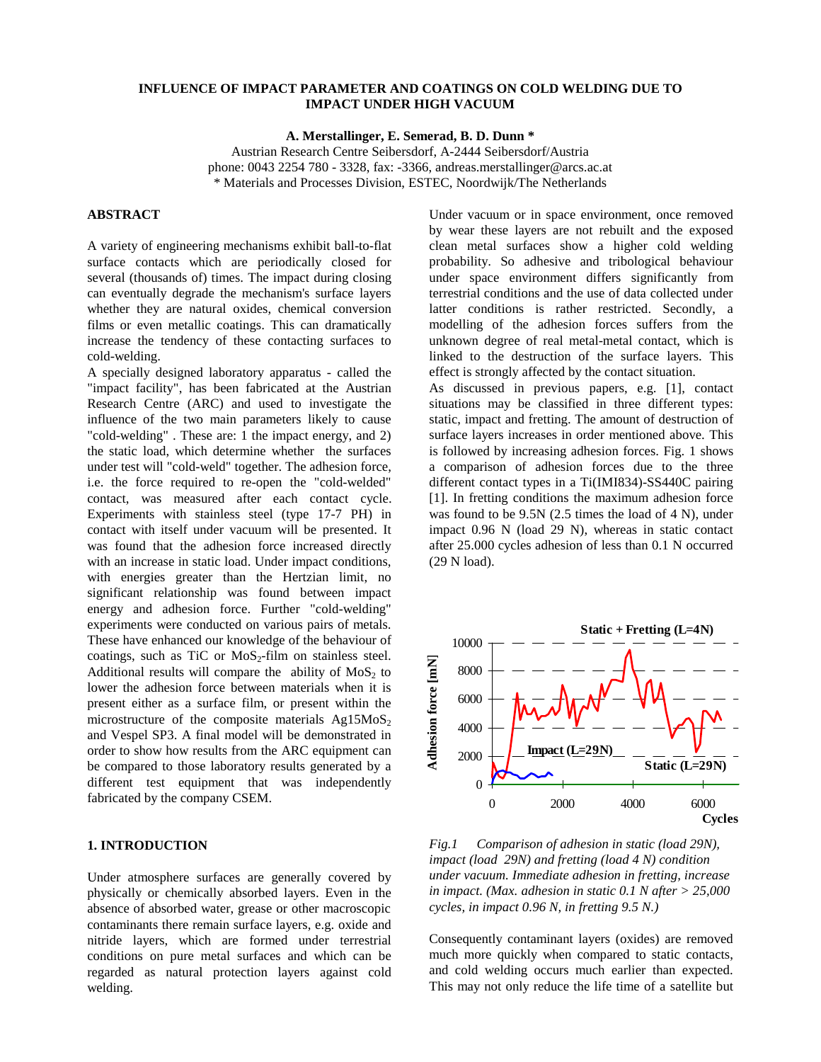# INFLUENCE OF IMPACT PARAMETER AND COATINGS ON COLD WELDING DUE TO IMPACT UNDER HIGH VACUUM

**A. Merstallinger, E. Semerad, B. D. Dunn \***

Austrian Research Centre Seibersdorf, A-2444 Seibersdorf/Austria
phone: 0043 2254 780 - 3328, fax: -3366, andreas.merstallinger@arcs.ac.at
\* Materials and Processes Division, ESTEC, Noordwijk/The Netherlands

## ABSTRACT

A variety of engineering mechanisms exhibit ball-to-flat surface contacts which are periodically closed for several (thousands of) times. The impact during closing can eventually degrade the mechanism's surface layers whether they are natural oxides, chemical conversion films or even metallic coatings. This can dramatically increase the tendency of these contacting surfaces to cold-welding.

A specially designed laboratory apparatus - called the "impact facility", has been fabricated at the Austrian Research Centre (ARC) and used to investigate the influence of the two main parameters likely to cause "cold-welding" . These are: 1 the impact energy, and 2) the static load, which determine whether the surfaces under test will "cold-weld" together. The adhesion force, i.e. the force required to re-open the "cold-welded" contact, was measured after each contact cycle. Experiments with stainless steel (type 17-7 PH) in contact with itself under vacuum will be presented. It was found that the adhesion force increased directly with an increase in static load. Under impact conditions, with energies greater than the Hertzian limit, no significant relationship was found between impact energy and adhesion force. Further "cold-welding" experiments were conducted on various pairs of metals. These have enhanced our knowledge of the behaviour of coatings, such as TiC or $MoS_2$-film on stainless steel. Additional results will compare the ability of $MoS_2$ to lower the adhesion force between materials when it is present either as a surface film, or present within the microstructure of the composite materials $Ag15MoS_2$ and Vespel SP3. A final model will be demonstrated in order to show how results from the ARC equipment can be compared to those laboratory results generated by a different test equipment that was independently fabricated by the company CSEM.

## 1. INTRODUCTION

Under atmosphere surfaces are generally covered by physically or chemically absorbed layers. Even in the absence of absorbed water, grease or other macroscopic contaminants there remain surface layers, e.g. oxide and nitride layers, which are formed under terrestrial conditions on pure metal surfaces and which can be regarded as natural protection layers against cold welding.

Under vacuum or in space environment, once removed by wear these layers are not rebuilt and the exposed clean metal surfaces show a higher cold welding probability. So adhesive and tribological behaviour under space environment differs significantly from terrestrial conditions and the use of data collected under latter conditions is rather restricted. Secondly, a modelling of the adhesion forces suffers from the unknown degree of real metal-metal contact, which is linked to the destruction of the surface layers. This effect is strongly affected by the contact situation.

As discussed in previous papers, e.g. [1], contact situations may be classified in three different types: static, impact and fretting. The amount of destruction of surface layers increases in order mentioned above. This is followed by increasing adhesion forces. Fig. 1 shows a comparison of adhesion forces due to the three different contact types in a Ti(IMI834)-SS440C pairing [1]. In fretting conditions the maximum adhesion force was found to be 9.5N (2.5 times the load of 4 N), under impact 0.96 N (load 29 N), whereas in static contact after 25.000 cycles adhesion of less than 0.1 N occurred (29 N load).

*Fig.1 Comparison of adhesion in static (load 29N), impact (load 29N) and fretting (load 4 N) condition under vacuum. Immediate adhesion in fretting, increase in impact. (Max. adhesion in static 0.1 N after > 25,000 cycles, in impact 0.96 N, in fretting 9.5 N.)*

Consequently contaminant layers (oxides) are removed much more quickly when compared to static contacts, and cold welding occurs much earlier than expected. This may not only reduce the life time of a satellite but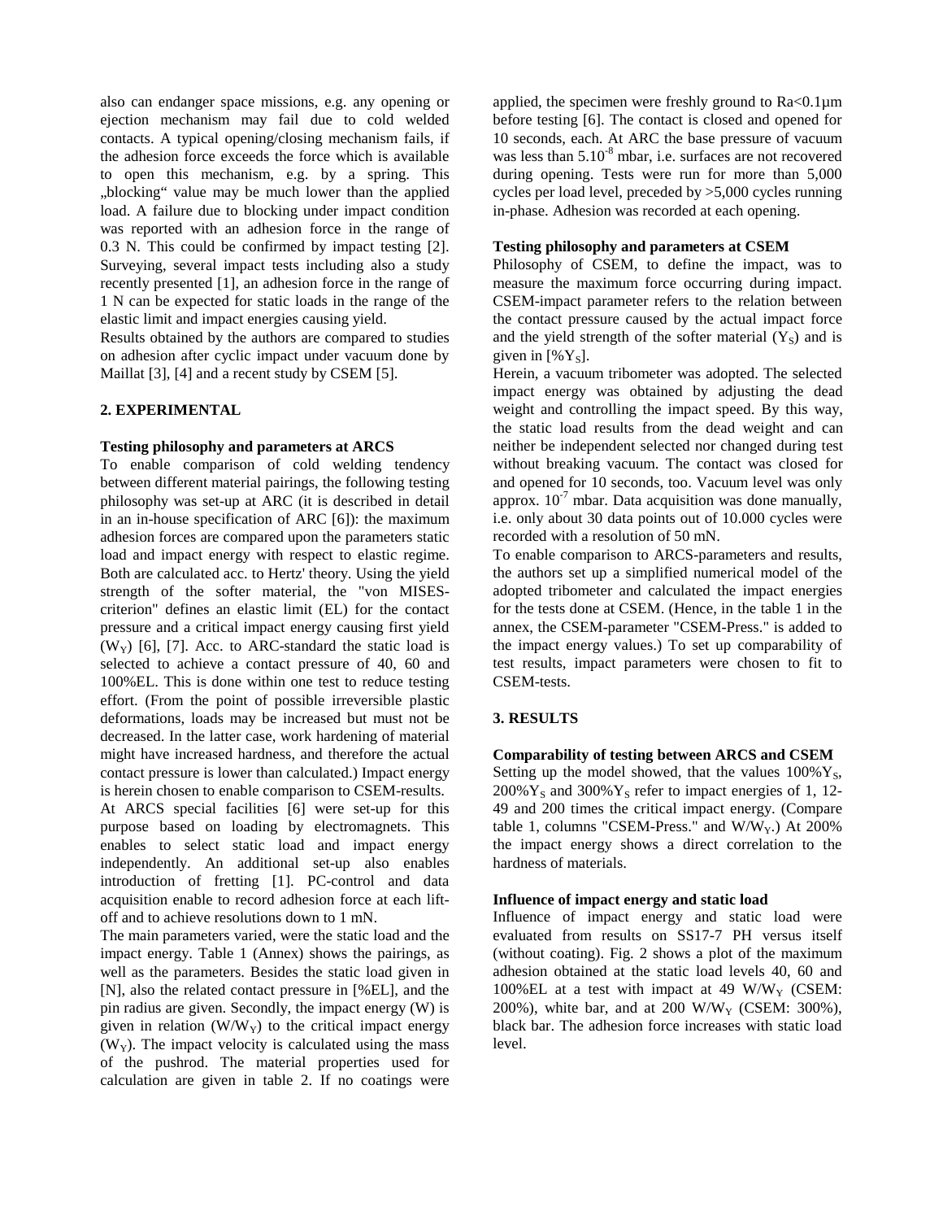also can endanger space missions, e.g. any opening or ejection mechanism may fail due to cold welded contacts. A typical opening/closing mechanism fails, if the adhesion force exceeds the force which is available to open this mechanism, e.g. by a spring. This „blocking" value may be much lower than the applied load. A failure due to blocking under impact condition was reported with an adhesion force in the range of 0.3 N. This could be confirmed by impact testing [2]. Surveying, several impact tests including also a study recently presented [1], an adhesion force in the range of 1 N can be expected for static loads in the range of the elastic limit and impact energies causing yield.

Results obtained by the authors are compared to studies on adhesion after cyclic impact under vacuum done by Maillat [3], [4] and a recent study by CSEM [5].

## 2. EXPERIMENTAL

### Testing philosophy and parameters at ARCS

To enable comparison of cold welding tendency between different material pairings, the following testing philosophy was set-up at ARC (it is described in detail in an in-house specification of ARC [6]): the maximum adhesion forces are compared upon the parameters static load and impact energy with respect to elastic regime. Both are calculated acc. to Hertz' theory. Using the yield strength of the softer material, the "von MISES-criterion" defines an elastic limit (EL) for the contact pressure and a critical impact energy causing first yield ($W_Y$) [6], [7]. Acc. to ARC-standard the static load is selected to achieve a contact pressure of 40, 60 and 100%EL. This is done within one test to reduce testing effort. (From the point of possible irreversible plastic deformations, loads may be increased but must not be decreased. In the latter case, work hardening of material might have increased hardness, and therefore the actual contact pressure is lower than calculated.) Impact energy is herein chosen to enable comparison to CSEM-results.

At ARCS special facilities [6] were set-up for this purpose based on loading by electromagnets. This enables to select static load and impact energy independently. An additional set-up also enables introduction of fretting [1]. PC-control and data acquisition enable to record adhesion force at each lift-off and to achieve resolutions down to 1 mN.

The main parameters varied, were the static load and the impact energy. Table 1 (Annex) shows the pairings, as well as the parameters. Besides the static load given in [N], also the related contact pressure in [%EL], and the pin radius are given. Secondly, the impact energy (W) is given in relation ($W/W_Y$) to the critical impact energy ($W_Y$). The impact velocity is calculated using the mass of the pushrod. The material properties used for calculation are given in table 2. If no coatings were applied, the specimen were freshly ground to Ra<0.1µm before testing [6]. The contact is closed and opened for 10 seconds, each. At ARC the base pressure of vacuum was less than $5.10^{-8}$ mbar, i.e. surfaces are not recovered during opening. Tests were run for more than 5,000 cycles per load level, preceded by >5,000 cycles running in-phase. Adhesion was recorded at each opening.

### Testing philosophy and parameters at CSEM

Philosophy of CSEM, to define the impact, was to measure the maximum force occurring during impact. CSEM-impact parameter refers to the relation between the contact pressure caused by the actual impact force and the yield strength of the softer material ($Y_S$) and is given in [$\%Y_S$].

Herein, a vacuum tribometer was adopted. The selected impact energy was obtained by adjusting the dead weight and controlling the impact speed. By this way, the static load results from the dead weight and can neither be independent selected nor changed during test without breaking vacuum. The contact was closed for and opened for 10 seconds, too. Vacuum level was only approx. $10^{-7}$ mbar. Data acquisition was done manually, i.e. only about 30 data points out of 10.000 cycles were recorded with a resolution of 50 mN.

To enable comparison to ARCS-parameters and results, the authors set up a simplified numerical model of the adopted tribometer and calculated the impact energies for the tests done at CSEM. (Hence, in the table 1 in the annex, the CSEM-parameter "CSEM-Press." is added to the impact energy values.) To set up comparability of test results, impact parameters were chosen to fit to CSEM-tests.

## 3. RESULTS

### Comparability of testing between ARCS and CSEM

Setting up the model showed, that the values $100\%Y_S$, $200\%Y_S$ and $300\%Y_S$ refer to impact energies of 1, 12-49 and 200 times the critical impact energy. (Compare table 1, columns "CSEM-Press." and $W/W_Y$.) At 200% the impact energy shows a direct correlation to the hardness of materials.

### Influence of impact energy and static load

Influence of impact energy and static load were evaluated from results on SS17-7 PH versus itself (without coating). Fig. 2 shows a plot of the maximum adhesion obtained at the static load levels 40, 60 and 100%EL at a test with impact at 49 $W/W_Y$ (CSEM: 200%), white bar, and at 200 $W/W_Y$ (CSEM: 300%), black bar. The adhesion force increases with static load level.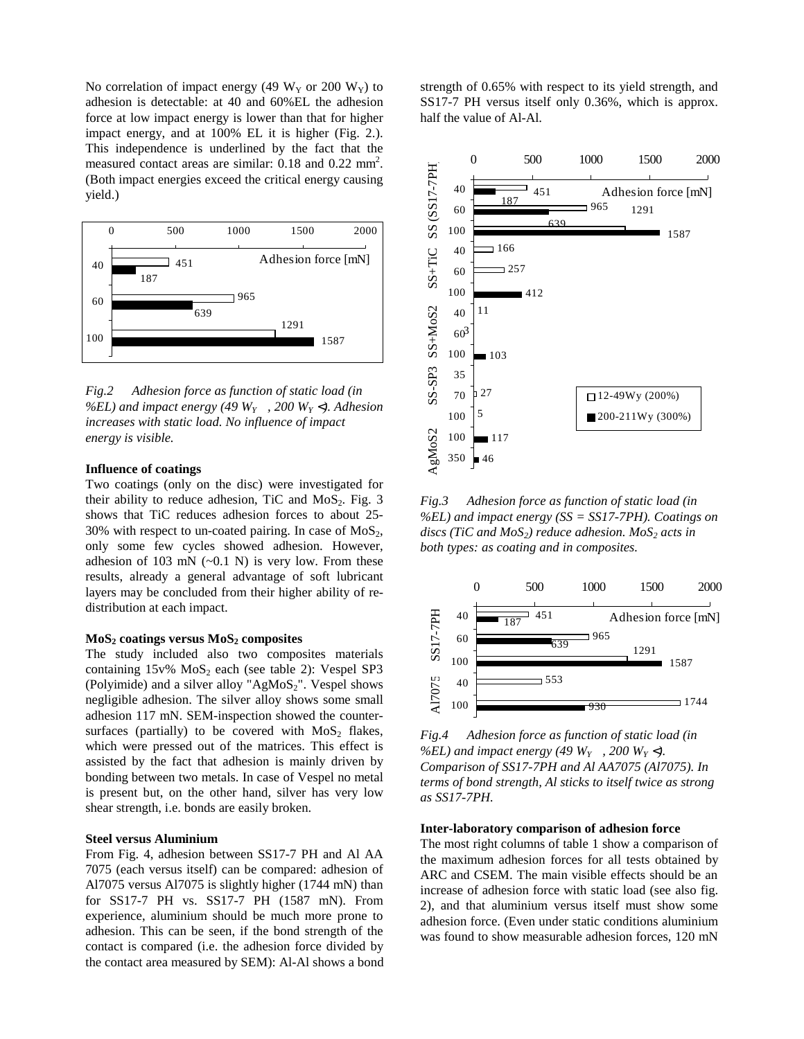No correlation of impact energy (49 $W_Y$ or 200 $W_Y$) to adhesion is detectable: at 40 and 60%EL the adhesion force at low impact energy is lower than that for higher impact energy, and at 100% EL it is higher (Fig. 2.). This independence is underlined by the fact that the measured contact areas are similar: 0.18 and 0.22 $mm^2$. (Both impact energies exceed the critical energy causing yield.)

*Fig.2 Adhesion force as function of static load (in %EL) and impact energy (49 $W_Y$, 200 $W_Y$ ◁). Adhesion increases with static load. No influence of impact energy is visible.*

**Influence of coatings**

Two coatings (only on the disc) were investigated for their ability to reduce adhesion, TiC and $MoS_2$. Fig. 3 shows that TiC reduces adhesion forces to about 25-30% with respect to un-coated pairing. In case of $MoS_2$, only some few cycles showed adhesion. However, adhesion of 103 mN (~0.1 N) is very low. From these results, already a general advantage of soft lubricant layers may be concluded from their higher ability of re-distribution at each impact.

**$MoS_2$ coatings versus $MoS_2$ composites**

The study included also two composites materials containing 15v% $MoS_2$ each (see table 2): Vespel SP3 (Polyimide) and a silver alloy "Ag$MoS_2$". Vespel shows negligible adhesion. The silver alloy shows some small adhesion 117 mN. SEM-inspection showed the counter-surfaces (partially) to be covered with $MoS_2$ flakes, which were pressed out of the matrices. This effect is assisted by the fact that adhesion is mainly driven by bonding between two metals. In case of Vespel no metal is present but, on the other hand, silver has very low shear strength, i.e. bonds are easily broken.

**Steel versus Aluminium**

From Fig. 4, adhesion between SS17-7 PH and Al AA 7075 (each versus itself) can be compared: adhesion of Al7075 versus Al7075 is slightly higher (1744 mN) than for SS17-7 PH vs. SS17-7 PH (1587 mN). From experience, aluminium should be much more prone to adhesion. This can be seen, if the bond strength of the contact is compared (i.e. the adhesion force divided by the contact area measured by SEM): Al-Al shows a bond strength of 0.65% with respect to its yield strength, and SS17-7 PH versus itself only 0.36%, which is approx. half the value of Al-Al.

*Fig.3 Adhesion force as function of static load (in %EL) and impact energy (SS = SS17-7PH). Coatings on discs (TiC and $MoS_2$) reduce adhesion. $MoS_2$ acts in both types: as coating and in composites.*

*Fig.4 Adhesion force as function of static load (in %EL) and impact energy (49 $W_Y$, 200 $W_Y$ ◁). Comparison of SS17-7PH and Al AA7075 (Al7075). In terms of bond strength, Al sticks to itself twice as strong as SS17-7PH.*

**Inter-laboratory comparison of adhesion force**

The most right columns of table 1 show a comparison of the maximum adhesion forces for all tests obtained by ARC and CSEM. The main visible effects should be an increase of adhesion force with static load (see also fig. 2), and that aluminium versus itself must show some adhesion force. (Even under static conditions aluminium was found to show measurable adhesion forces, 120 mN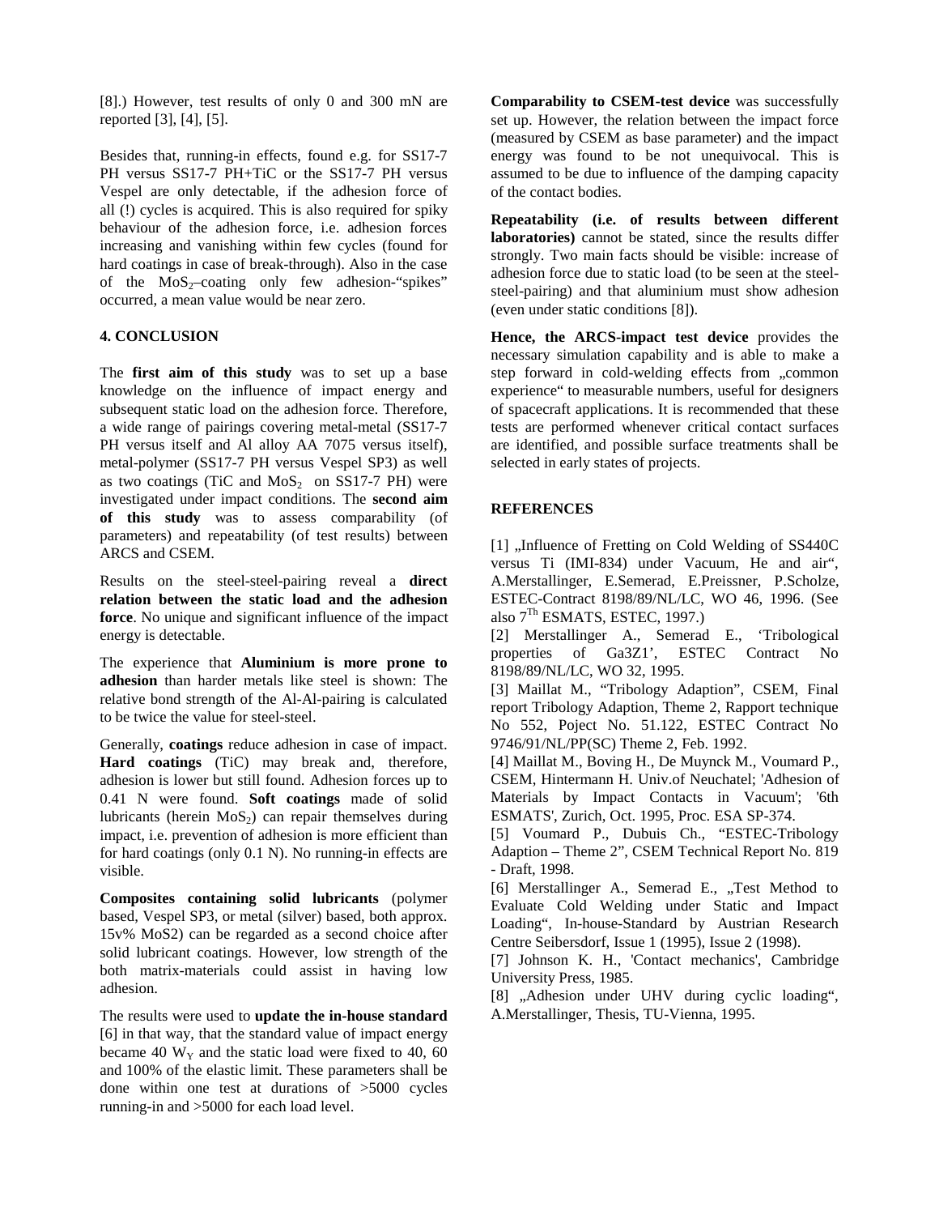[8].) However, test results of only 0 and 300 mN are reported [3], [4], [5].

Besides that, running-in effects, found e.g. for SS17-7 PH versus SS17-7 PH+TiC or the SS17-7 PH versus Vespel are only detectable, if the adhesion force of all (!) cycles is acquired. This is also required for spiky behaviour of the adhesion force, i.e. adhesion forces increasing and vanishing within few cycles (found for hard coatings in case of break-through). Also in the case of the $MoS_2$–coating only few adhesion-"spikes" occurred, a mean value would be near zero.

## 4. CONCLUSION

The **first aim of this study** was to set up a base knowledge on the influence of impact energy and subsequent static load on the adhesion force. Therefore, a wide range of pairings covering metal-metal (SS17-7 PH versus itself and Al alloy AA 7075 versus itself), metal-polymer (SS17-7 PH versus Vespel SP3) as well as two coatings (TiC and $MoS_2$ on SS17-7 PH) were investigated under impact conditions. The **second aim of this study** was to assess comparability (of parameters) and repeatability (of test results) between ARCS and CSEM.

Results on the steel-steel-pairing reveal a **direct relation between the static load and the adhesion force**. No unique and significant influence of the impact energy is detectable.

The experience that **Aluminium is more prone to adhesion** than harder metals like steel is shown: The relative bond strength of the Al-Al-pairing is calculated to be twice the value for steel-steel.

Generally, **coatings** reduce adhesion in case of impact. **Hard coatings** (TiC) may break and, therefore, adhesion is lower but still found. Adhesion forces up to 0.41 N were found. **Soft coatings** made of solid lubricants (herein $MoS_2$) can repair themselves during impact, i.e. prevention of adhesion is more efficient than for hard coatings (only 0.1 N). No running-in effects are visible.

**Composites containing solid lubricants** (polymer based, Vespel SP3, or metal (silver) based, both approx. 15v% MoS2) can be regarded as a second choice after solid lubricant coatings. However, low strength of the both matrix-materials could assist in having low adhesion.

The results were used to **update the in-house standard** [6] in that way, that the standard value of impact energy became 40 $W_Y$ and the static load were fixed to 40, 60 and 100% of the elastic limit. These parameters shall be done within one test at durations of >5000 cycles running-in and >5000 for each load level.

**Comparability to CSEM-test device** was successfully set up. However, the relation between the impact force (measured by CSEM as base parameter) and the impact energy was found to be not unequivocal. This is assumed to be due to influence of the damping capacity of the contact bodies.

**Repeatability (i.e. of results between different laboratories)** cannot be stated, since the results differ strongly. Two main facts should be visible: increase of adhesion force due to static load (to be seen at the steel-steel-pairing) and that aluminium must show adhesion (even under static conditions [8]).

**Hence, the ARCS-impact test device** provides the necessary simulation capability and is able to make a step forward in cold-welding effects from „common experience" to measurable numbers, useful for designers of spacecraft applications. It is recommended that these tests are performed whenever critical contact surfaces are identified, and possible surface treatments shall be selected in early states of projects.

## REFERENCES

[1] „Influence of Fretting on Cold Welding of SS440C versus Ti (IMI-834) under Vacuum, He and air", A.Merstallinger, E.Semerad, E.Preissner, P.Scholze, ESTEC-Contract 8198/89/NL/LC, WO 46, 1996. (See also 7Th ESMATS, ESTEC, 1997.)

[2] Merstallinger A., Semerad E., 'Tribological properties of Ga3Z1', ESTEC Contract No 8198/89/NL/LC, WO 32, 1995.

[3] Maillat M., "Tribology Adaption", CSEM, Final report Tribology Adaption, Theme 2, Rapport technique No 552, Poject No. 51.122, ESTEC Contract No 9746/91/NL/PP(SC) Theme 2, Feb. 1992.

[4] Maillat M., Boving H., De Muynck M., Voumard P., CSEM, Hintermann H. Univ.of Neuchatel; 'Adhesion of Materials by Impact Contacts in Vacuum'; '6th ESMATS', Zurich, Oct. 1995, Proc. ESA SP-374.

[5] Voumard P., Dubuis Ch., "ESTEC-Tribology Adaption – Theme 2", CSEM Technical Report No. 819 - Draft, 1998.

[6] Merstallinger A., Semerad E., „Test Method to Evaluate Cold Welding under Static and Impact Loading", In-house-Standard by Austrian Research Centre Seibersdorf, Issue 1 (1995), Issue 2 (1998).

[7] Johnson K. H., 'Contact mechanics', Cambridge University Press, 1985.

[8] „Adhesion under UHV during cyclic loading", A.Merstallinger, Thesis, TU-Vienna, 1995.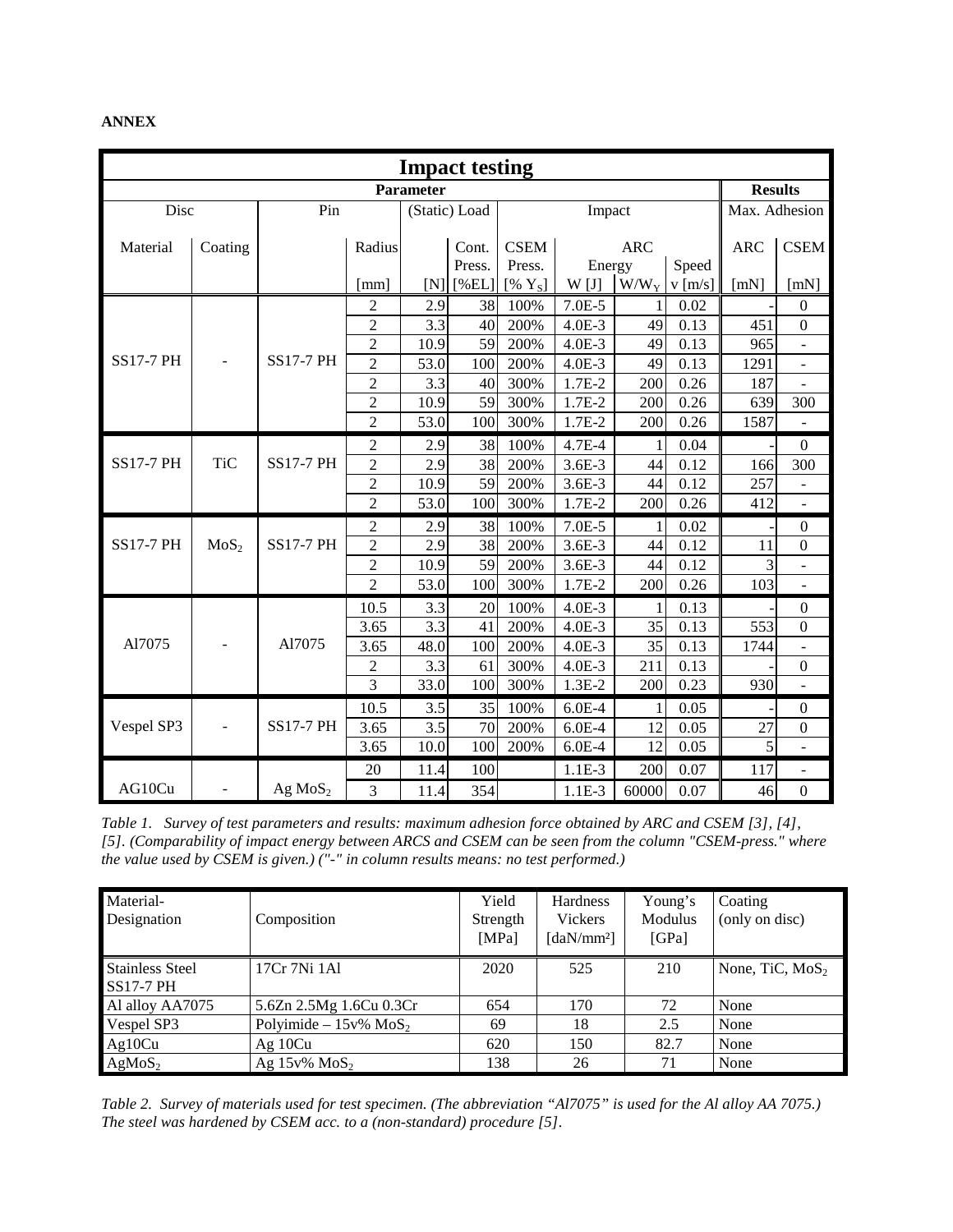**ANNEX**

| Impact testing | | | | | | | | | | | | |
|---|---|---|---|---|---|---|---|---|---|---|---|---|
| Parameter | | | | | | | | | | | Results | |
| Disc | | Pin | | (Static) Load | | Impact | | | | | Max. Adhesion | |
| Material | Coating | | Radius [mm] | [N] | Cont. Press. [%EL] | CSEM Press. [% $Y_S$] | ARC Energy W [J] | $W/W_Y$ | Speed v [m/s] | | ARC [mN] | CSEM [mN] |
| SS17-7 PH | - | SS17-7 PH | 2 | 2.9 | 38 | 100% | 7.0E-5 | 1 | 0.02 | | - | 0 |
| | | | 2 | 3.3 | 40 | 200% | 4.0E-3 | 49 | 0.13 | | 451 | 0 |
| | | | 2 | 10.9 | 59 | 200% | 4.0E-3 | 49 | 0.13 | | 965 | - |
| | | | 2 | 53.0 | 100 | 200% | 4.0E-3 | 49 | 0.13 | | 1291 | - |
| | | | 2 | 3.3 | 40 | 300% | 1.7E-2 | 200 | 0.26 | | 187 | - |
| | | | 2 | 10.9 | 59 | 300% | 1.7E-2 | 200 | 0.26 | | 639 | 300 |
| | | | 2 | 53.0 | 100 | 300% | 1.7E-2 | 200 | 0.26 | | 1587 | - |
| SS17-7 PH | TiC | SS17-7 PH | 2 | 2.9 | 38 | 100% | 4.7E-4 | 1 | 0.04 | | - | 0 |
| | | | 2 | 2.9 | 38 | 200% | 3.6E-3 | 44 | 0.12 | | 166 | 300 |
| | | | 2 | 10.9 | 59 | 200% | 3.6E-3 | 44 | 0.12 | | 257 | - |
| | | | 2 | 53.0 | 100 | 300% | 1.7E-2 | 200 | 0.26 | | 412 | - |
| SS17-7 PH | $MoS_2$ | SS17-7 PH | 2 | 2.9 | 38 | 100% | 7.0E-5 | 1 | 0.02 | | - | 0 |
| | | | 2 | 2.9 | 38 | 200% | 3.6E-3 | 44 | 0.12 | | 11 | 0 |
| | | | 2 | 10.9 | 59 | 200% | 3.6E-3 | 44 | 0.12 | | 3 | - |
| | | | 2 | 53.0 | 100 | 300% | 1.7E-2 | 200 | 0.26 | | 103 | - |
| Al7075 | - | Al7075 | 10.5 | 3.3 | 20 | 100% | 4.0E-3 | 1 | 0.13 | | - | 0 |
| | | | 3.65 | 3.3 | 41 | 200% | 4.0E-3 | 35 | 0.13 | | 553 | 0 |
| | | | 3.65 | 48.0 | 100 | 200% | 4.0E-3 | 35 | 0.13 | | 1744 | - |
| | | | 2 | 3.3 | 61 | 300% | 4.0E-3 | 211 | 0.13 | | - | 0 |
| | | | 3 | 33.0 | 100 | 300% | 1.3E-2 | 200 | 0.23 | | 930 | - |
| Vespel SP3 | - | SS17-7 PH | 10.5 | 3.5 | 35 | 100% | 6.0E-4 | 1 | 0.05 | | - | 0 |
| | | | 3.65 | 3.5 | 70 | 200% | 6.0E-4 | 12 | 0.05 | | 27 | 0 |
| | | | 3.65 | 10.0 | 100 | 200% | 6.0E-4 | 12 | 0.05 | | 5 | - |
| AG10Cu | - | Ag $MoS_2$ | 20 | 11.4 | 100 | | 1.1E-3 | 200 | 0.07 | | 117 | - |
| | | | 3 | 11.4 | 354 | | 1.1E-3 | 60000 | 0.07 | | 46 | 0 |

*Table 1. Survey of test parameters and results: maximum adhesion force obtained by ARC and CSEM [3], [4], [5]. (Comparability of impact energy between ARCS and CSEM can be seen from the column "CSEM-press." where the value used by CSEM is given.) ("-" in column results means: no test performed.)*

| Material-Designation | Composition | Yield Strength [MPa] | Hardness Vickers [daN/mm²] | Young's Modulus [GPa] | Coating (only on disc) |
|---|---|---|---|---|---|
| Stainless Steel SS17-7 PH | 17Cr 7Ni 1Al | 2020 | 525 | 210 | None, TiC, $MoS_2$ |
| Al alloy AA7075 | 5.6Zn 2.5Mg 1.6Cu 0.3Cr | 654 | 170 | 72 | None |
| Vespel SP3 | Polyimide – 15v% $MoS_2$ | 69 | 18 | 2.5 | None |
| Ag10Cu | Ag 10Cu | 620 | 150 | 82.7 | None |
| $AgMoS_2$ | Ag 15v% $MoS_2$ | 138 | 26 | 71 | None |

*Table 2. Survey of materials used for test specimen. (The abbreviation "Al7075" is used for the Al alloy AA 7075.) The steel was hardened by CSEM acc. to a (non-standard) procedure [5].*